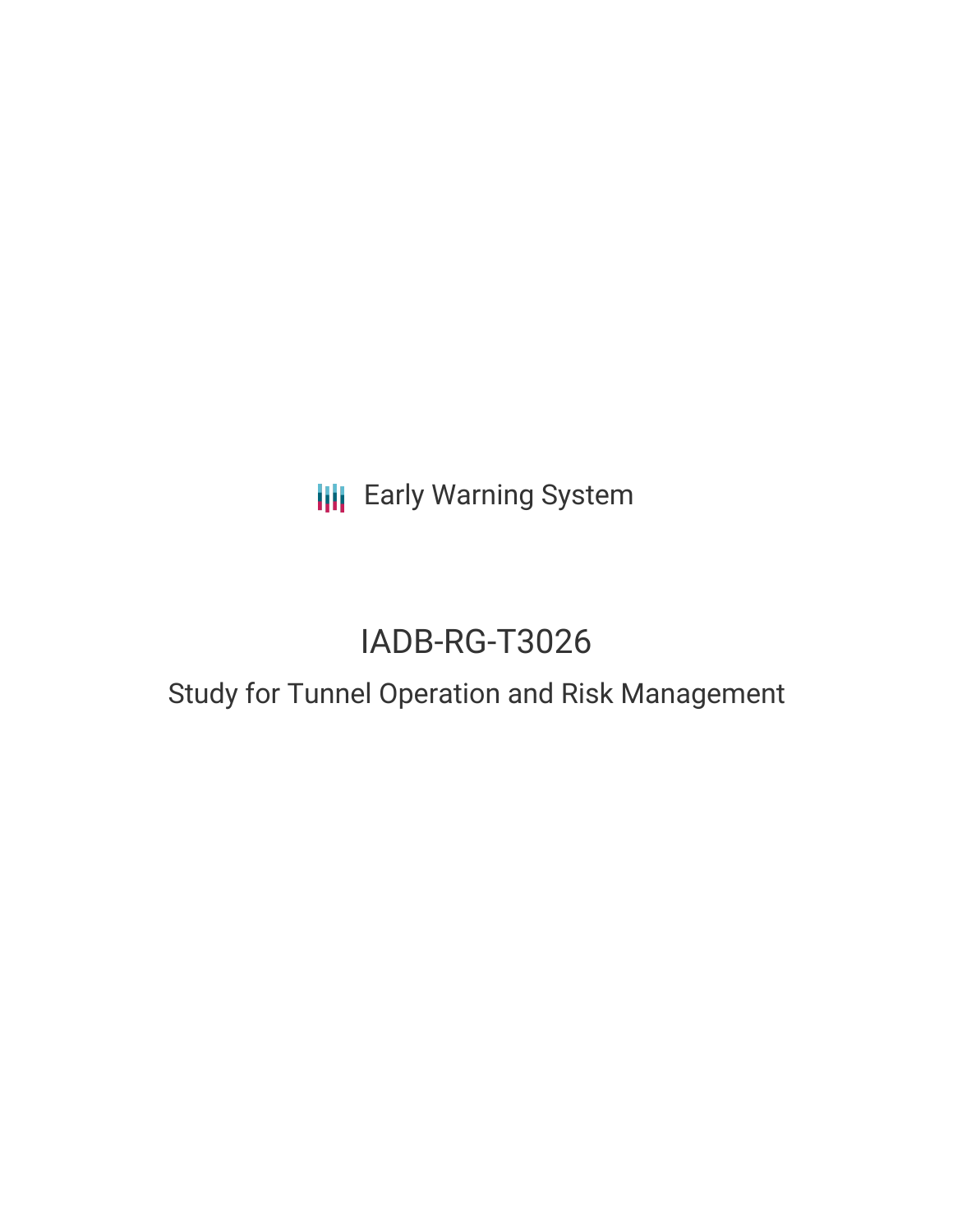Early Warning System

# IADB-RG-T3026

## Study for Tunnel Operation and Risk Management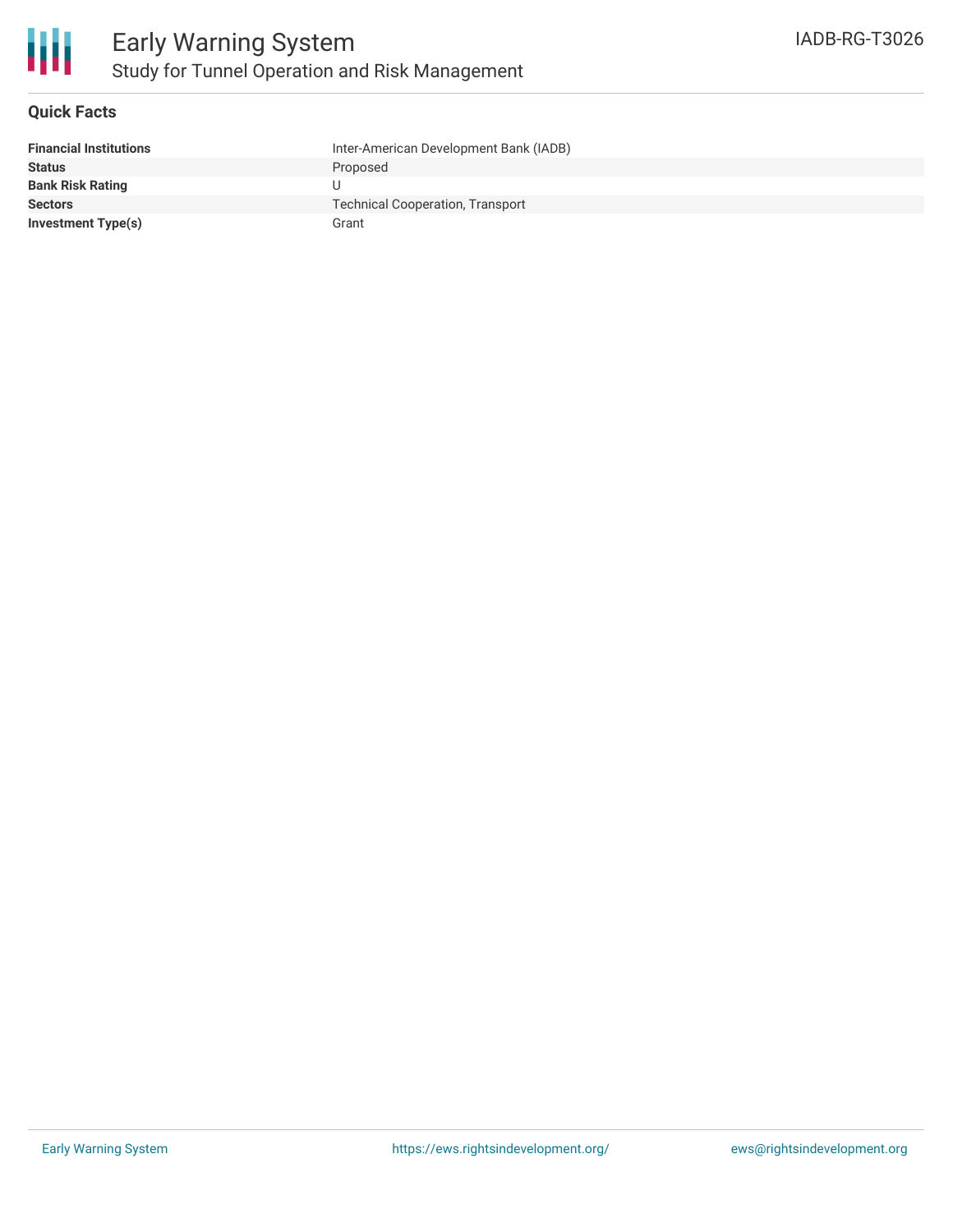# Early Warning System

## Study for Tunnel Operation and Risk Management

IADB-RG-T3026

### Quick Facts

| | |
|---|---|
| **Financial Institutions** | Inter-American Development Bank (IADB) |
| **Status** | Proposed |
| **Bank Risk Rating** | U |
| **Sectors** | Technical Cooperation, Transport |
| **Investment Type(s)** | Grant |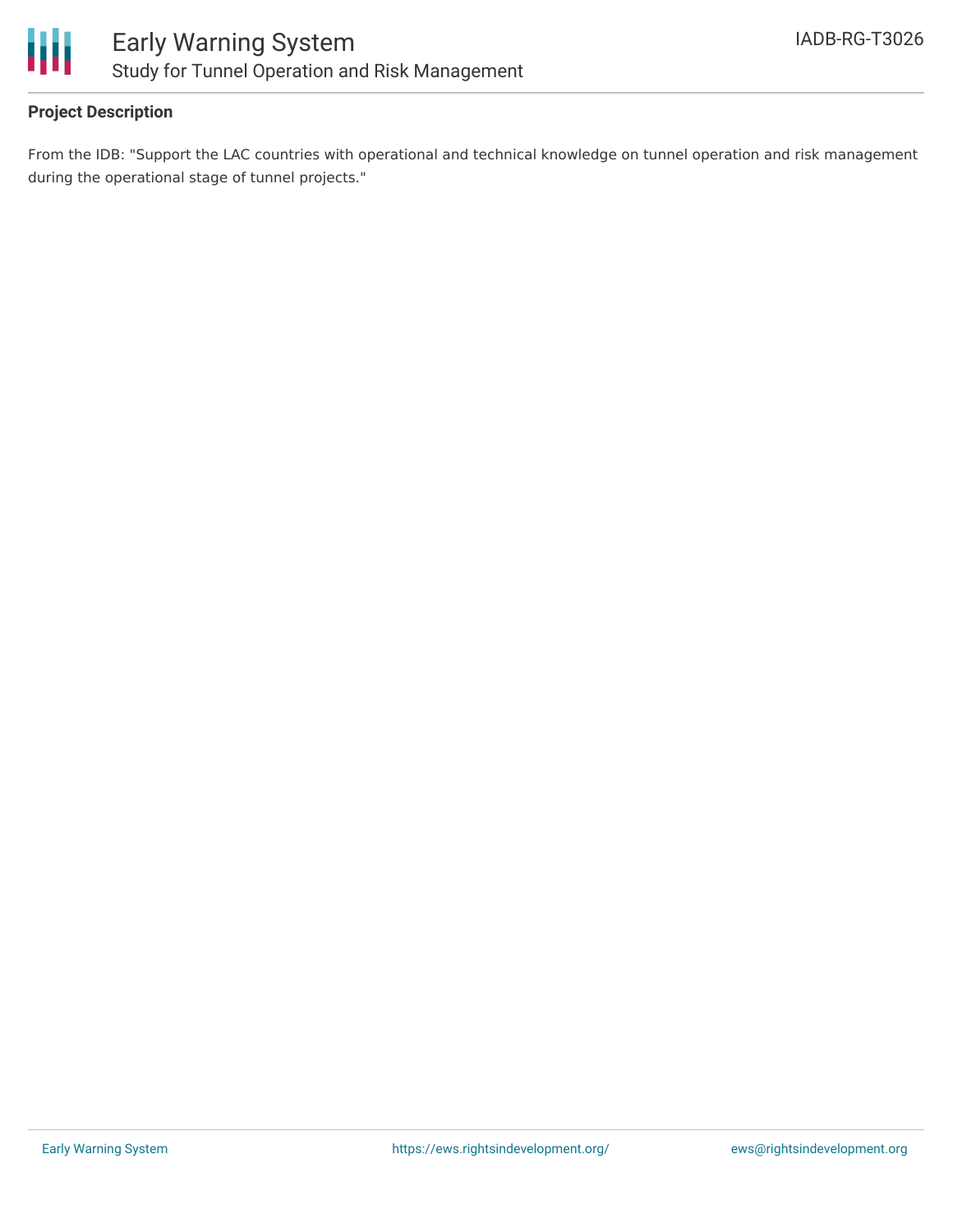**Project Description**

From the IDB: "Support the LAC countries with operational and technical knowledge on tunnel operation and risk management during the operational stage of tunnel projects."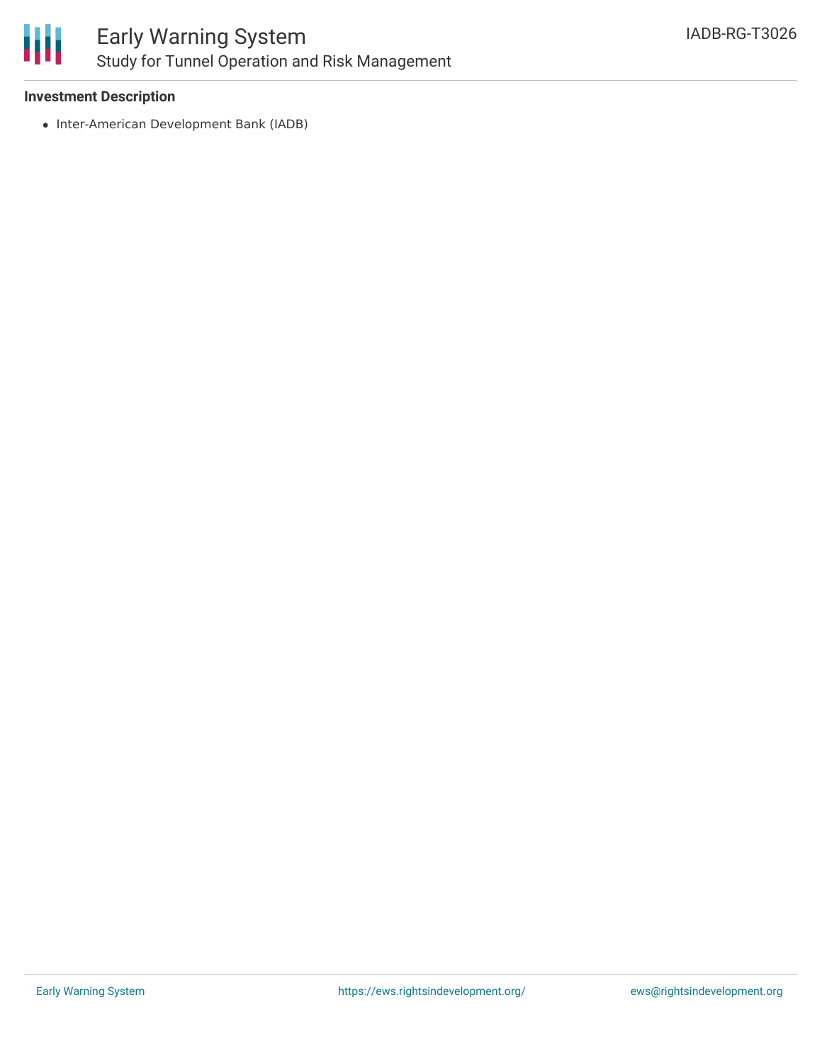**Investment Description**

- Inter-American Development Bank (IADB)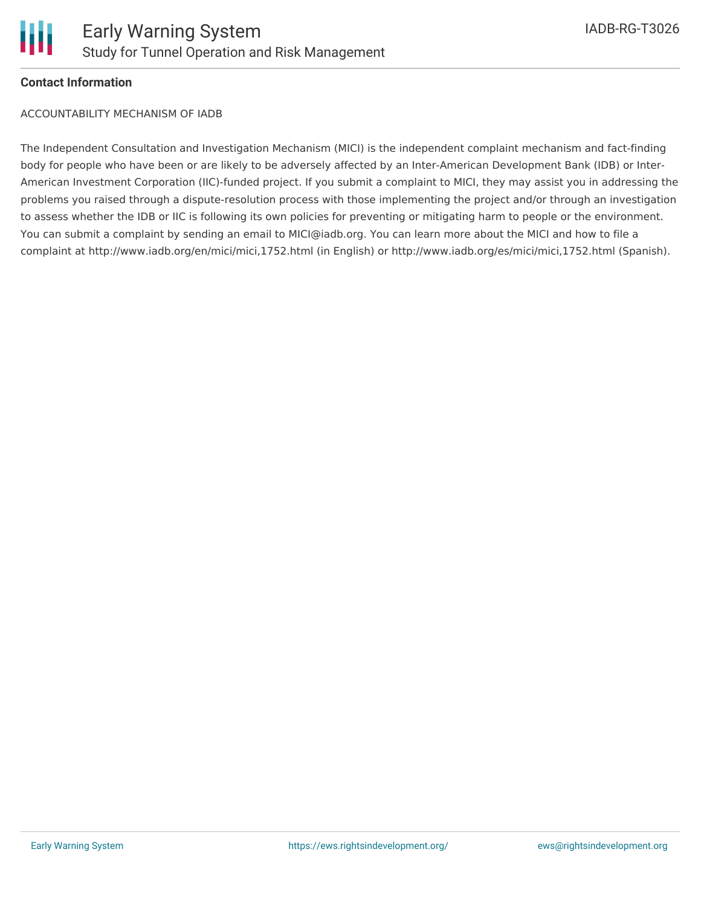**Contact Information**

ACCOUNTABILITY MECHANISM OF IADB

The Independent Consultation and Investigation Mechanism (MICI) is the independent complaint mechanism and fact-finding body for people who have been or are likely to be adversely affected by an Inter-American Development Bank (IDB) or Inter-American Investment Corporation (IIC)-funded project. If you submit a complaint to MICI, they may assist you in addressing the problems you raised through a dispute-resolution process with those implementing the project and/or through an investigation to assess whether the IDB or IIC is following its own policies for preventing or mitigating harm to people or the environment. You can submit a complaint by sending an email to MICI@iadb.org. You can learn more about the MICI and how to file a complaint at http://www.iadb.org/en/mici/mici,1752.html (in English) or http://www.iadb.org/es/mici/mici,1752.html (Spanish).